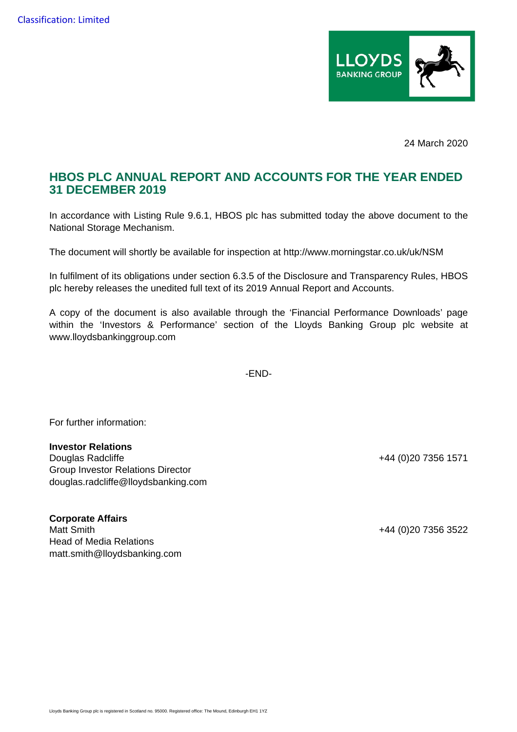Classification: Limited

LLOYDS BANKING GROUP

24 March 2020

## HBOS PLC ANNUAL REPORT AND ACCOUNTS FOR THE YEAR ENDED 31 DECEMBER 2019

In accordance with Listing Rule 9.6.1, HBOS plc has submitted today the above document to the National Storage Mechanism.

The document will shortly be available for inspection at http://www.morningstar.co.uk/uk/NSM

In fulfilment of its obligations under section 6.3.5 of the Disclosure and Transparency Rules, HBOS plc hereby releases the unedited full text of its 2019 Annual Report and Accounts.

A copy of the document is also available through the 'Financial Performance Downloads' page within the 'Investors & Performance' section of the Lloyds Banking Group plc website at www.lloydsbankinggroup.com

-END-

For further information:

**Investor Relations**
Douglas Radcliffe — +44 (0)20 7356 1571
Group Investor Relations Director
douglas.radcliffe@lloydsbanking.com

**Corporate Affairs**
Matt Smith — +44 (0)20 7356 3522
Head of Media Relations
matt.smith@lloydsbanking.com

Lloyds Banking Group plc is registered in Scotland no. 95000. Registered office: The Mound, Edinburgh EH1 1YZ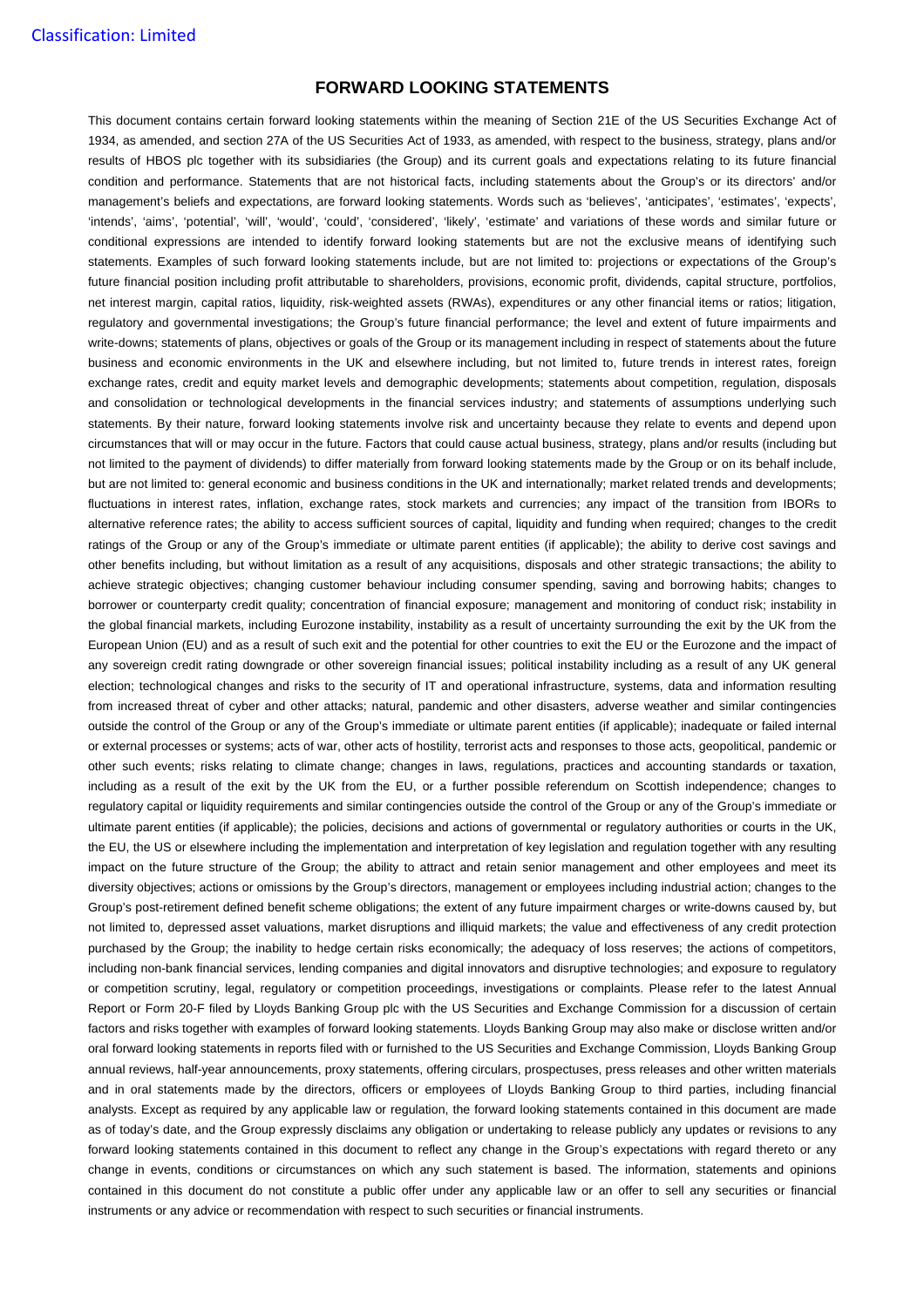Classification: Limited

# FORWARD LOOKING STATEMENTS

This document contains certain forward looking statements within the meaning of Section 21E of the US Securities Exchange Act of 1934, as amended, and section 27A of the US Securities Act of 1933, as amended, with respect to the business, strategy, plans and/or results of HBOS plc together with its subsidiaries (the Group) and its current goals and expectations relating to its future financial condition and performance. Statements that are not historical facts, including statements about the Group's or its directors' and/or management's beliefs and expectations, are forward looking statements. Words such as 'believes', 'anticipates', 'estimates', 'expects', 'intends', 'aims', 'potential', 'will', 'would', 'could', 'considered', 'likely', 'estimate' and variations of these words and similar future or conditional expressions are intended to identify forward looking statements but are not the exclusive means of identifying such statements. Examples of such forward looking statements include, but are not limited to: projections or expectations of the Group's future financial position including profit attributable to shareholders, provisions, economic profit, dividends, capital structure, portfolios, net interest margin, capital ratios, liquidity, risk-weighted assets (RWAs), expenditures or any other financial items or ratios; litigation, regulatory and governmental investigations; the Group's future financial performance; the level and extent of future impairments and write-downs; statements of plans, objectives or goals of the Group or its management including in respect of statements about the future business and economic environments in the UK and elsewhere including, but not limited to, future trends in interest rates, foreign exchange rates, credit and equity market levels and demographic developments; statements about competition, regulation, disposals and consolidation or technological developments in the financial services industry; and statements of assumptions underlying such statements. By their nature, forward looking statements involve risk and uncertainty because they relate to events and depend upon circumstances that will or may occur in the future. Factors that could cause actual business, strategy, plans and/or results (including but not limited to the payment of dividends) to differ materially from forward looking statements made by the Group or on its behalf include, but are not limited to: general economic and business conditions in the UK and internationally; market related trends and developments; fluctuations in interest rates, inflation, exchange rates, stock markets and currencies; any impact of the transition from IBORs to alternative reference rates; the ability to access sufficient sources of capital, liquidity and funding when required; changes to the credit ratings of the Group or any of the Group's immediate or ultimate parent entities (if applicable); the ability to derive cost savings and other benefits including, but without limitation as a result of any acquisitions, disposals and other strategic transactions; the ability to achieve strategic objectives; changing customer behaviour including consumer spending, saving and borrowing habits; changes to borrower or counterparty credit quality; concentration of financial exposure; management and monitoring of conduct risk; instability in the global financial markets, including Eurozone instability, instability as a result of uncertainty surrounding the exit by the UK from the European Union (EU) and as a result of such exit and the potential for other countries to exit the EU or the Eurozone and the impact of any sovereign credit rating downgrade or other sovereign financial issues; political instability including as a result of any UK general election; technological changes and risks to the security of IT and operational infrastructure, systems, data and information resulting from increased threat of cyber and other attacks; natural, pandemic and other disasters, adverse weather and similar contingencies outside the control of the Group or any of the Group's immediate or ultimate parent entities (if applicable); inadequate or failed internal or external processes or systems; acts of war, other acts of hostility, terrorist acts and responses to those acts, geopolitical, pandemic or other such events; risks relating to climate change; changes in laws, regulations, practices and accounting standards or taxation, including as a result of the exit by the UK from the EU, or a further possible referendum on Scottish independence; changes to regulatory capital or liquidity requirements and similar contingencies outside the control of the Group or any of the Group's immediate or ultimate parent entities (if applicable); the policies, decisions and actions of governmental or regulatory authorities or courts in the UK, the EU, the US or elsewhere including the implementation and interpretation of key legislation and regulation together with any resulting impact on the future structure of the Group; the ability to attract and retain senior management and other employees and meet its diversity objectives; actions or omissions by the Group's directors, management or employees including industrial action; changes to the Group's post-retirement defined benefit scheme obligations; the extent of any future impairment charges or write-downs caused by, but not limited to, depressed asset valuations, market disruptions and illiquid markets; the value and effectiveness of any credit protection purchased by the Group; the inability to hedge certain risks economically; the adequacy of loss reserves; the actions of competitors, including non-bank financial services, lending companies and digital innovators and disruptive technologies; and exposure to regulatory or competition scrutiny, legal, regulatory or competition proceedings, investigations or complaints. Please refer to the latest Annual Report or Form 20-F filed by Lloyds Banking Group plc with the US Securities and Exchange Commission for a discussion of certain factors and risks together with examples of forward looking statements. Lloyds Banking Group may also make or disclose written and/or oral forward looking statements in reports filed with or furnished to the US Securities and Exchange Commission, Lloyds Banking Group annual reviews, half-year announcements, proxy statements, offering circulars, prospectuses, press releases and other written materials and in oral statements made by the directors, officers or employees of Lloyds Banking Group to third parties, including financial analysts. Except as required by any applicable law or regulation, the forward looking statements contained in this document are made as of today's date, and the Group expressly disclaims any obligation or undertaking to release publicly any updates or revisions to any forward looking statements contained in this document to reflect any change in the Group's expectations with regard thereto or any change in events, conditions or circumstances on which any such statement is based. The information, statements and opinions contained in this document do not constitute a public offer under any applicable law or an offer to sell any securities or financial instruments or any advice or recommendation with respect to such securities or financial instruments.